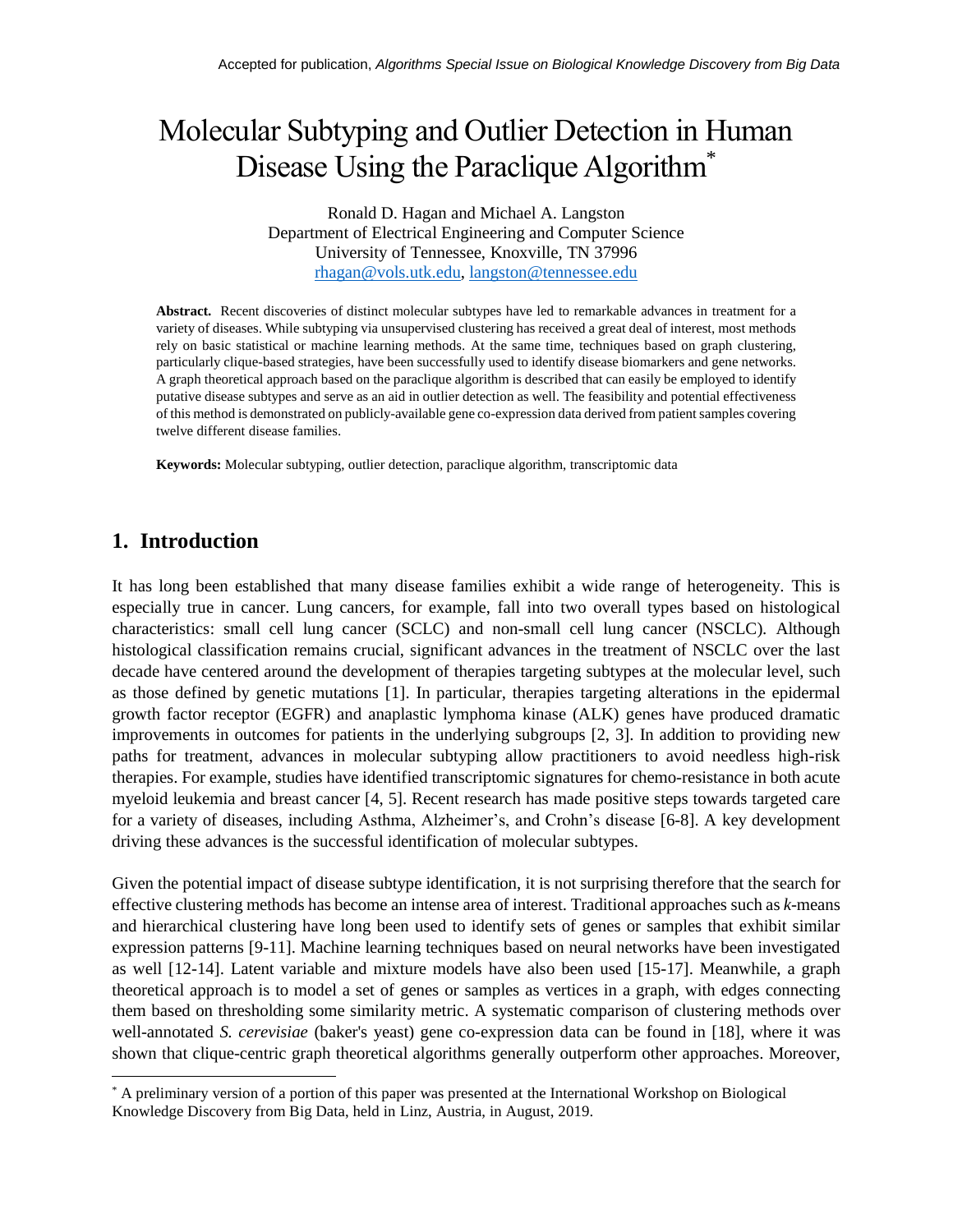# Molecular Subtyping and Outlier Detection in Human Disease Using the Paraclique Algorithm[*]

Ronald D. Hagan and Michael A. Langston
Department of Electrical Engineering and Computer Science
University of Tennessee, Knoxville, TN 37996
rhagan@vols.utk.edu, langston@tennessee.edu

**Abstract.** Recent discoveries of distinct molecular subtypes have led to remarkable advances in treatment for a variety of diseases. While subtyping via unsupervised clustering has received a great deal of interest, most methods rely on basic statistical or machine learning methods. At the same time, techniques based on graph clustering, particularly clique-based strategies, have been successfully used to identify disease biomarkers and gene networks. A graph theoretical approach based on the paraclique algorithm is described that can easily be employed to identify putative disease subtypes and serve as an aid in outlier detection as well. The feasibility and potential effectiveness of this method is demonstrated on publicly-available gene co-expression data derived from patient samples covering twelve different disease families.

**Keywords:** Molecular subtyping, outlier detection, paraclique algorithm, transcriptomic data

## 1. Introduction

It has long been established that many disease families exhibit a wide range of heterogeneity. This is especially true in cancer. Lung cancers, for example, fall into two overall types based on histological characteristics: small cell lung cancer (SCLC) and non-small cell lung cancer (NSCLC). Although histological classification remains crucial, significant advances in the treatment of NSCLC over the last decade have centered around the development of therapies targeting subtypes at the molecular level, such as those defined by genetic mutations [1]. In particular, therapies targeting alterations in the epidermal growth factor receptor (EGFR) and anaplastic lymphoma kinase (ALK) genes have produced dramatic improvements in outcomes for patients in the underlying subgroups [2, 3]. In addition to providing new paths for treatment, advances in molecular subtyping allow practitioners to avoid needless high-risk therapies. For example, studies have identified transcriptomic signatures for chemo-resistance in both acute myeloid leukemia and breast cancer [4, 5]. Recent research has made positive steps towards targeted care for a variety of diseases, including Asthma, Alzheimer's, and Crohn's disease [6-8]. A key development driving these advances is the successful identification of molecular subtypes.

Given the potential impact of disease subtype identification, it is not surprising therefore that the search for effective clustering methods has become an intense area of interest. Traditional approaches such as *k*-means and hierarchical clustering have long been used to identify sets of genes or samples that exhibit similar expression patterns [9-11]. Machine learning techniques based on neural networks have been investigated as well [12-14]. Latent variable and mixture models have also been used [15-17]. Meanwhile, a graph theoretical approach is to model a set of genes or samples as vertices in a graph, with edges connecting them based on thresholding some similarity metric. A systematic comparison of clustering methods over well-annotated *S. cerevisiae* (baker's yeast) gene co-expression data can be found in [18], where it was shown that clique-centric graph theoretical algorithms generally outperform other approaches. Moreover,

[*] A preliminary version of a portion of this paper was presented at the International Workshop on Biological Knowledge Discovery from Big Data, held in Linz, Austria, in August, 2019.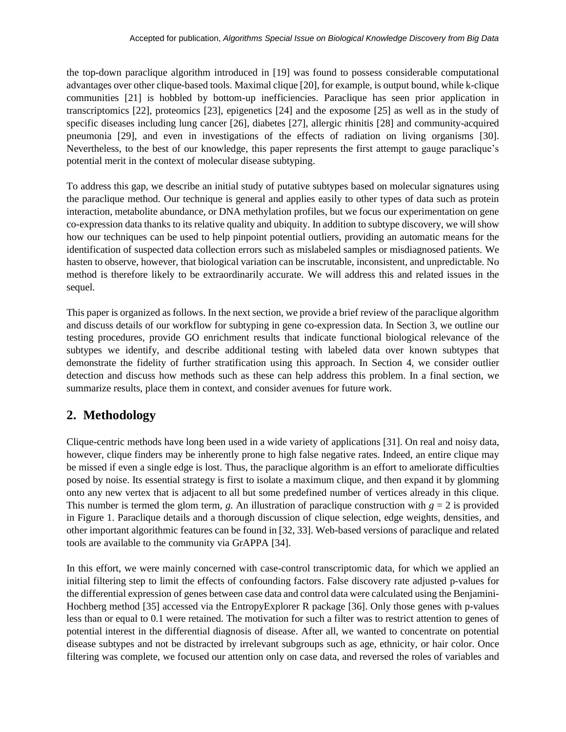the top-down paraclique algorithm introduced in [19] was found to possess considerable computational advantages over other clique-based tools. Maximal clique [20], for example, is output bound, while k-clique communities [21] is hobbled by bottom-up inefficiencies. Paraclique has seen prior application in transcriptomics [22], proteomics [23], epigenetics [24] and the exposome [25] as well as in the study of specific diseases including lung cancer [26], diabetes [27], allergic rhinitis [28] and community-acquired pneumonia [29], and even in investigations of the effects of radiation on living organisms [30]. Nevertheless, to the best of our knowledge, this paper represents the first attempt to gauge paraclique's potential merit in the context of molecular disease subtyping.

To address this gap, we describe an initial study of putative subtypes based on molecular signatures using the paraclique method. Our technique is general and applies easily to other types of data such as protein interaction, metabolite abundance, or DNA methylation profiles, but we focus our experimentation on gene co-expression data thanks to its relative quality and ubiquity. In addition to subtype discovery, we will show how our techniques can be used to help pinpoint potential outliers, providing an automatic means for the identification of suspected data collection errors such as mislabeled samples or misdiagnosed patients. We hasten to observe, however, that biological variation can be inscrutable, inconsistent, and unpredictable. No method is therefore likely to be extraordinarily accurate. We will address this and related issues in the sequel.

This paper is organized as follows. In the next section, we provide a brief review of the paraclique algorithm and discuss details of our workflow for subtyping in gene co-expression data. In Section 3, we outline our testing procedures, provide GO enrichment results that indicate functional biological relevance of the subtypes we identify, and describe additional testing with labeled data over known subtypes that demonstrate the fidelity of further stratification using this approach. In Section 4, we consider outlier detection and discuss how methods such as these can help address this problem. In a final section, we summarize results, place them in context, and consider avenues for future work.

## 2. Methodology

Clique-centric methods have long been used in a wide variety of applications [31]. On real and noisy data, however, clique finders may be inherently prone to high false negative rates. Indeed, an entire clique may be missed if even a single edge is lost. Thus, the paraclique algorithm is an effort to ameliorate difficulties posed by noise. Its essential strategy is first to isolate a maximum clique, and then expand it by glomming onto any new vertex that is adjacent to all but some predefined number of vertices already in this clique. This number is termed the glom term, $g$. An illustration of paraclique construction with $g = 2$ is provided in Figure 1. Paraclique details and a thorough discussion of clique selection, edge weights, densities, and other important algorithmic features can be found in [32, 33]. Web-based versions of paraclique and related tools are available to the community via GrAPPA [34].

In this effort, we were mainly concerned with case-control transcriptomic data, for which we applied an initial filtering step to limit the effects of confounding factors. False discovery rate adjusted p-values for the differential expression of genes between case data and control data were calculated using the Benjamini-Hochberg method [35] accessed via the EntropyExplorer R package [36]. Only those genes with p-values less than or equal to 0.1 were retained. The motivation for such a filter was to restrict attention to genes of potential interest in the differential diagnosis of disease. After all, we wanted to concentrate on potential disease subtypes and not be distracted by irrelevant subgroups such as age, ethnicity, or hair color. Once filtering was complete, we focused our attention only on case data, and reversed the roles of variables and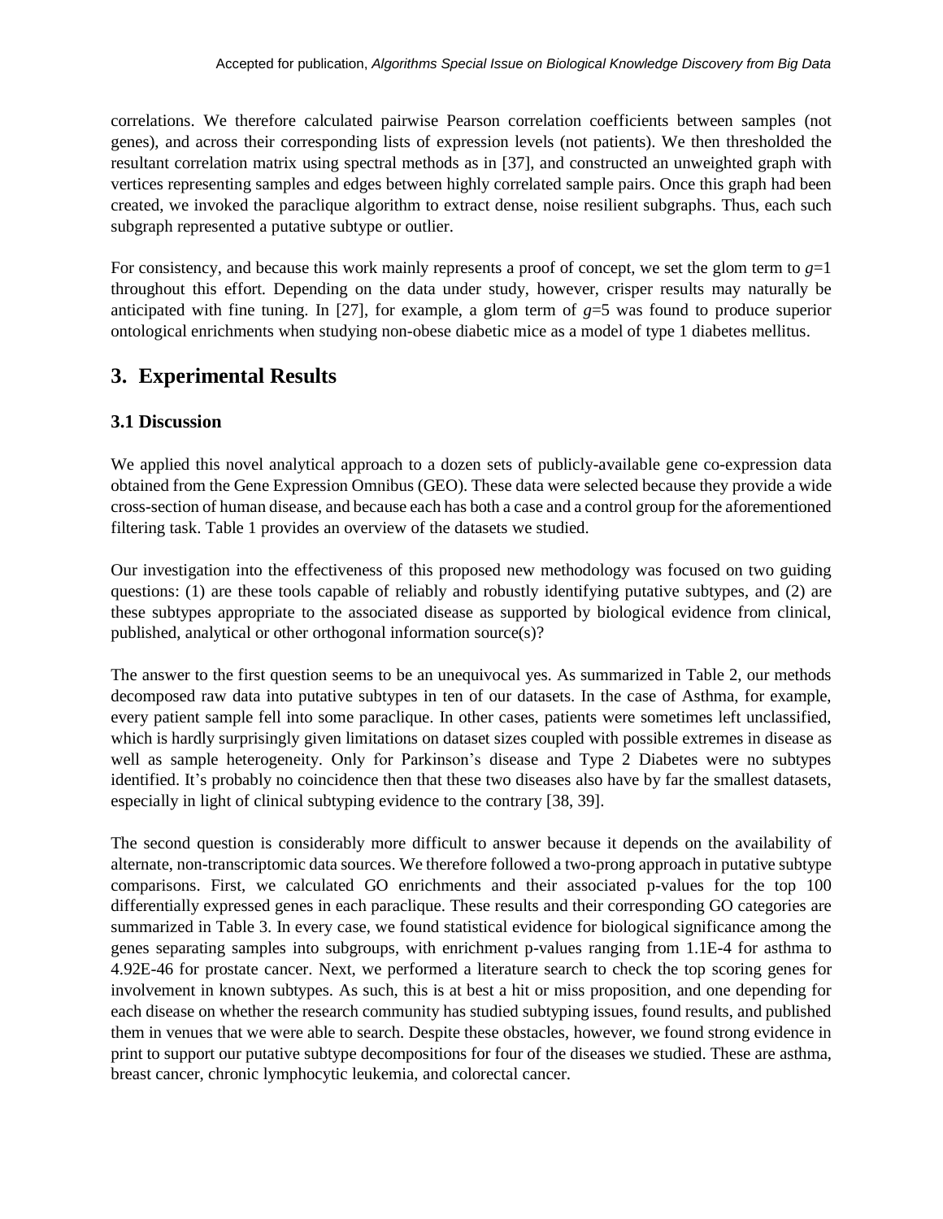correlations. We therefore calculated pairwise Pearson correlation coefficients between samples (not genes), and across their corresponding lists of expression levels (not patients). We then thresholded the resultant correlation matrix using spectral methods as in [37], and constructed an unweighted graph with vertices representing samples and edges between highly correlated sample pairs. Once this graph had been created, we invoked the paraclique algorithm to extract dense, noise resilient subgraphs. Thus, each such subgraph represented a putative subtype or outlier.

For consistency, and because this work mainly represents a proof of concept, we set the glom term to $g$=1 throughout this effort. Depending on the data under study, however, crisper results may naturally be anticipated with fine tuning. In [27], for example, a glom term of $g$=5 was found to produce superior ontological enrichments when studying non-obese diabetic mice as a model of type 1 diabetes mellitus.

## 3. Experimental Results

### 3.1 Discussion

We applied this novel analytical approach to a dozen sets of publicly-available gene co-expression data obtained from the Gene Expression Omnibus (GEO). These data were selected because they provide a wide cross-section of human disease, and because each has both a case and a control group for the aforementioned filtering task. Table 1 provides an overview of the datasets we studied.

Our investigation into the effectiveness of this proposed new methodology was focused on two guiding questions: (1) are these tools capable of reliably and robustly identifying putative subtypes, and (2) are these subtypes appropriate to the associated disease as supported by biological evidence from clinical, published, analytical or other orthogonal information source(s)?

The answer to the first question seems to be an unequivocal yes. As summarized in Table 2, our methods decomposed raw data into putative subtypes in ten of our datasets. In the case of Asthma, for example, every patient sample fell into some paraclique. In other cases, patients were sometimes left unclassified, which is hardly surprisingly given limitations on dataset sizes coupled with possible extremes in disease as well as sample heterogeneity. Only for Parkinson's disease and Type 2 Diabetes were no subtypes identified. It's probably no coincidence then that these two diseases also have by far the smallest datasets, especially in light of clinical subtyping evidence to the contrary [38, 39].

The second question is considerably more difficult to answer because it depends on the availability of alternate, non-transcriptomic data sources. We therefore followed a two-prong approach in putative subtype comparisons. First, we calculated GO enrichments and their associated p-values for the top 100 differentially expressed genes in each paraclique. These results and their corresponding GO categories are summarized in Table 3. In every case, we found statistical evidence for biological significance among the genes separating samples into subgroups, with enrichment p-values ranging from 1.1E-4 for asthma to 4.92E-46 for prostate cancer. Next, we performed a literature search to check the top scoring genes for involvement in known subtypes. As such, this is at best a hit or miss proposition, and one depending for each disease on whether the research community has studied subtyping issues, found results, and published them in venues that we were able to search. Despite these obstacles, however, we found strong evidence in print to support our putative subtype decompositions for four of the diseases we studied. These are asthma, breast cancer, chronic lymphocytic leukemia, and colorectal cancer.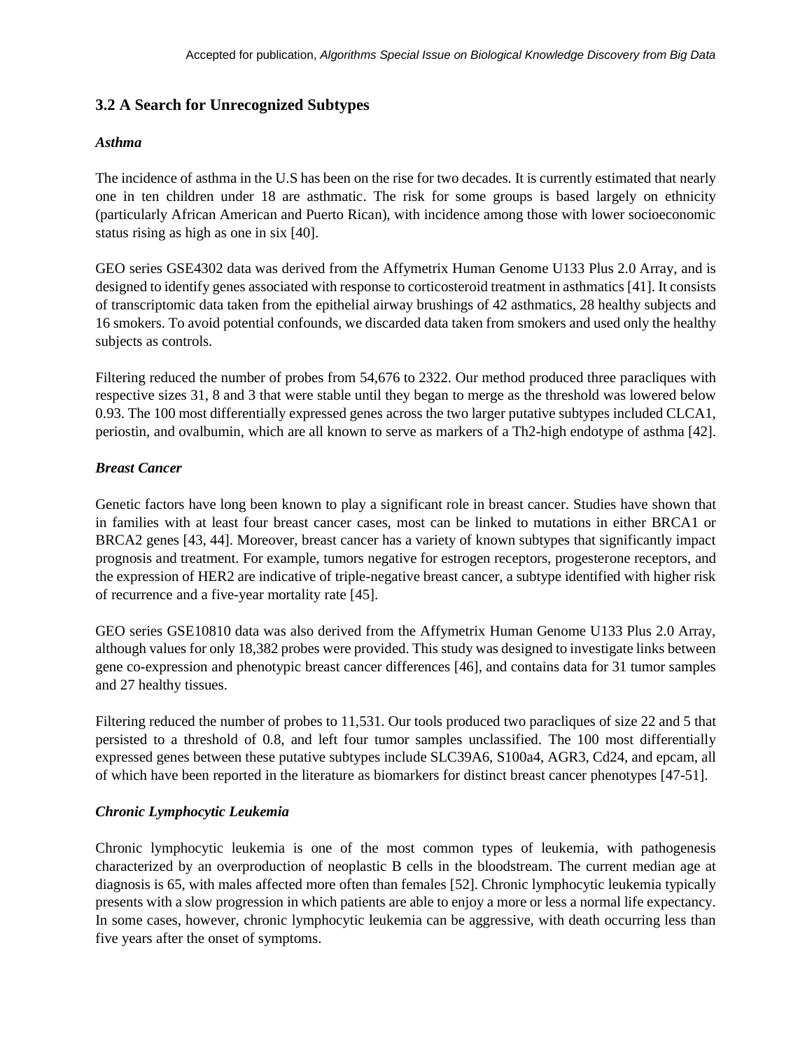### 3.2 A Search for Unrecognized Subtypes

***Asthma***

The incidence of asthma in the U.S has been on the rise for two decades. It is currently estimated that nearly one in ten children under 18 are asthmatic. The risk for some groups is based largely on ethnicity (particularly African American and Puerto Rican), with incidence among those with lower socioeconomic status rising as high as one in six [40].

GEO series GSE4302 data was derived from the Affymetrix Human Genome U133 Plus 2.0 Array, and is designed to identify genes associated with response to corticosteroid treatment in asthmatics [41]. It consists of transcriptomic data taken from the epithelial airway brushings of 42 asthmatics, 28 healthy subjects and 16 smokers. To avoid potential confounds, we discarded data taken from smokers and used only the healthy subjects as controls.

Filtering reduced the number of probes from 54,676 to 2322. Our method produced three paracliques with respective sizes 31, 8 and 3 that were stable until they began to merge as the threshold was lowered below 0.93. The 100 most differentially expressed genes across the two larger putative subtypes included CLCA1, periostin, and ovalbumin, which are all known to serve as markers of a Th2-high endotype of asthma [42].

***Breast Cancer***

Genetic factors have long been known to play a significant role in breast cancer. Studies have shown that in families with at least four breast cancer cases, most can be linked to mutations in either BRCA1 or BRCA2 genes [43, 44]. Moreover, breast cancer has a variety of known subtypes that significantly impact prognosis and treatment. For example, tumors negative for estrogen receptors, progesterone receptors, and the expression of HER2 are indicative of triple-negative breast cancer, a subtype identified with higher risk of recurrence and a five-year mortality rate [45].

GEO series GSE10810 data was also derived from the Affymetrix Human Genome U133 Plus 2.0 Array, although values for only 18,382 probes were provided. This study was designed to investigate links between gene co-expression and phenotypic breast cancer differences [46], and contains data for 31 tumor samples and 27 healthy tissues.

Filtering reduced the number of probes to 11,531. Our tools produced two paracliques of size 22 and 5 that persisted to a threshold of 0.8, and left four tumor samples unclassified. The 100 most differentially expressed genes between these putative subtypes include SLC39A6, S100a4, AGR3, Cd24, and epcam, all of which have been reported in the literature as biomarkers for distinct breast cancer phenotypes [47-51].

***Chronic Lymphocytic Leukemia***

Chronic lymphocytic leukemia is one of the most common types of leukemia, with pathogenesis characterized by an overproduction of neoplastic B cells in the bloodstream. The current median age at diagnosis is 65, with males affected more often than females [52]. Chronic lymphocytic leukemia typically presents with a slow progression in which patients are able to enjoy a more or less a normal life expectancy. In some cases, however, chronic lymphocytic leukemia can be aggressive, with death occurring less than five years after the onset of symptoms.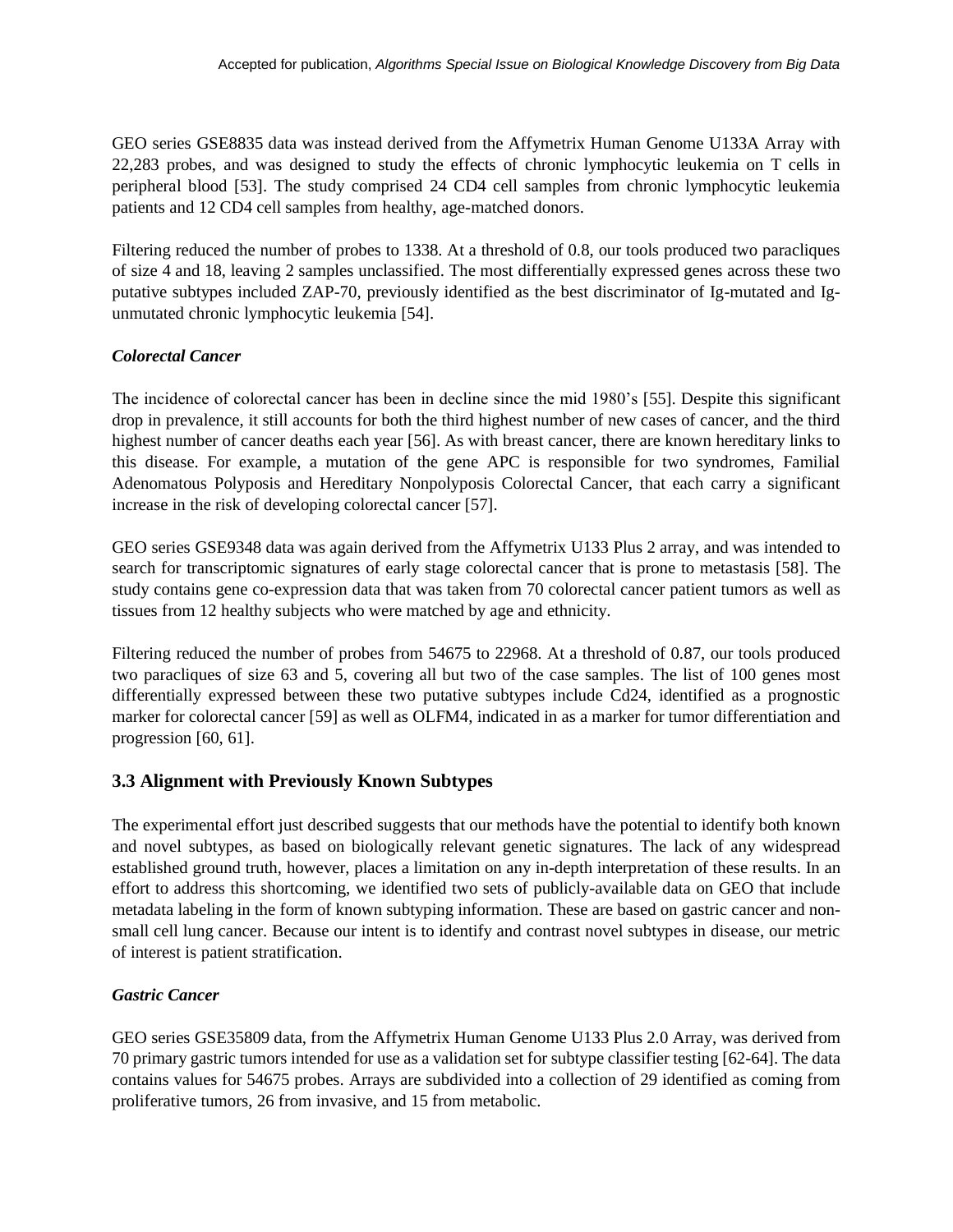GEO series GSE8835 data was instead derived from the Affymetrix Human Genome U133A Array with 22,283 probes, and was designed to study the effects of chronic lymphocytic leukemia on T cells in peripheral blood [53]. The study comprised 24 CD4 cell samples from chronic lymphocytic leukemia patients and 12 CD4 cell samples from healthy, age-matched donors.

Filtering reduced the number of probes to 1338. At a threshold of 0.8, our tools produced two paracliques of size 4 and 18, leaving 2 samples unclassified. The most differentially expressed genes across these two putative subtypes included ZAP-70, previously identified as the best discriminator of Ig-mutated and Ig-unmutated chronic lymphocytic leukemia [54].

### *Colorectal Cancer*

The incidence of colorectal cancer has been in decline since the mid 1980's [55]. Despite this significant drop in prevalence, it still accounts for both the third highest number of new cases of cancer, and the third highest number of cancer deaths each year [56]. As with breast cancer, there are known hereditary links to this disease. For example, a mutation of the gene APC is responsible for two syndromes, Familial Adenomatous Polyposis and Hereditary Nonpolyposis Colorectal Cancer, that each carry a significant increase in the risk of developing colorectal cancer [57].

GEO series GSE9348 data was again derived from the Affymetrix U133 Plus 2 array, and was intended to search for transcriptomic signatures of early stage colorectal cancer that is prone to metastasis [58]. The study contains gene co-expression data that was taken from 70 colorectal cancer patient tumors as well as tissues from 12 healthy subjects who were matched by age and ethnicity.

Filtering reduced the number of probes from 54675 to 22968. At a threshold of 0.87, our tools produced two paracliques of size 63 and 5, covering all but two of the case samples. The list of 100 genes most differentially expressed between these two putative subtypes include Cd24, identified as a prognostic marker for colorectal cancer [59] as well as OLFM4, indicated in as a marker for tumor differentiation and progression [60, 61].

## 3.3 Alignment with Previously Known Subtypes

The experimental effort just described suggests that our methods have the potential to identify both known and novel subtypes, as based on biologically relevant genetic signatures. The lack of any widespread established ground truth, however, places a limitation on any in-depth interpretation of these results. In an effort to address this shortcoming, we identified two sets of publicly-available data on GEO that include metadata labeling in the form of known subtyping information. These are based on gastric cancer and non-small cell lung cancer. Because our intent is to identify and contrast novel subtypes in disease, our metric of interest is patient stratification.

### *Gastric Cancer*

GEO series GSE35809 data, from the Affymetrix Human Genome U133 Plus 2.0 Array, was derived from 70 primary gastric tumors intended for use as a validation set for subtype classifier testing [62-64]. The data contains values for 54675 probes. Arrays are subdivided into a collection of 29 identified as coming from proliferative tumors, 26 from invasive, and 15 from metabolic.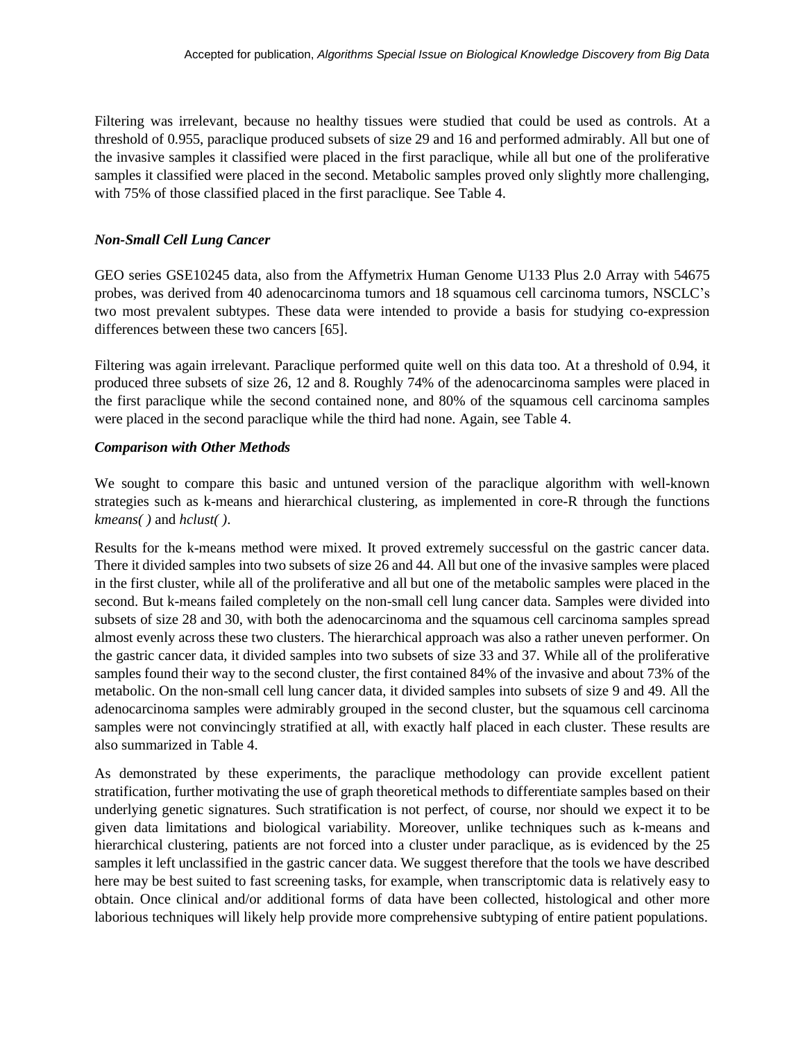Filtering was irrelevant, because no healthy tissues were studied that could be used as controls. At a threshold of 0.955, paraclique produced subsets of size 29 and 16 and performed admirably. All but one of the invasive samples it classified were placed in the first paraclique, while all but one of the proliferative samples it classified were placed in the second. Metabolic samples proved only slightly more challenging, with 75% of those classified placed in the first paraclique. See Table 4.

### *Non-Small Cell Lung Cancer*

GEO series GSE10245 data, also from the Affymetrix Human Genome U133 Plus 2.0 Array with 54675 probes, was derived from 40 adenocarcinoma tumors and 18 squamous cell carcinoma tumors, NSCLC's two most prevalent subtypes. These data were intended to provide a basis for studying co-expression differences between these two cancers [65].

Filtering was again irrelevant. Paraclique performed quite well on this data too. At a threshold of 0.94, it produced three subsets of size 26, 12 and 8. Roughly 74% of the adenocarcinoma samples were placed in the first paraclique while the second contained none, and 80% of the squamous cell carcinoma samples were placed in the second paraclique while the third had none. Again, see Table 4.

### *Comparison with Other Methods*

We sought to compare this basic and untuned version of the paraclique algorithm with well-known strategies such as k-means and hierarchical clustering, as implemented in core-R through the functions *kmeans( )* and *hclust( )*.

Results for the k-means method were mixed. It proved extremely successful on the gastric cancer data. There it divided samples into two subsets of size 26 and 44. All but one of the invasive samples were placed in the first cluster, while all of the proliferative and all but one of the metabolic samples were placed in the second. But k-means failed completely on the non-small cell lung cancer data. Samples were divided into subsets of size 28 and 30, with both the adenocarcinoma and the squamous cell carcinoma samples spread almost evenly across these two clusters. The hierarchical approach was also a rather uneven performer. On the gastric cancer data, it divided samples into two subsets of size 33 and 37. While all of the proliferative samples found their way to the second cluster, the first contained 84% of the invasive and about 73% of the metabolic. On the non-small cell lung cancer data, it divided samples into subsets of size 9 and 49. All the adenocarcinoma samples were admirably grouped in the second cluster, but the squamous cell carcinoma samples were not convincingly stratified at all, with exactly half placed in each cluster. These results are also summarized in Table 4.

As demonstrated by these experiments, the paraclique methodology can provide excellent patient stratification, further motivating the use of graph theoretical methods to differentiate samples based on their underlying genetic signatures. Such stratification is not perfect, of course, nor should we expect it to be given data limitations and biological variability. Moreover, unlike techniques such as k-means and hierarchical clustering, patients are not forced into a cluster under paraclique, as is evidenced by the 25 samples it left unclassified in the gastric cancer data. We suggest therefore that the tools we have described here may be best suited to fast screening tasks, for example, when transcriptomic data is relatively easy to obtain. Once clinical and/or additional forms of data have been collected, histological and other more laborious techniques will likely help provide more comprehensive subtyping of entire patient populations.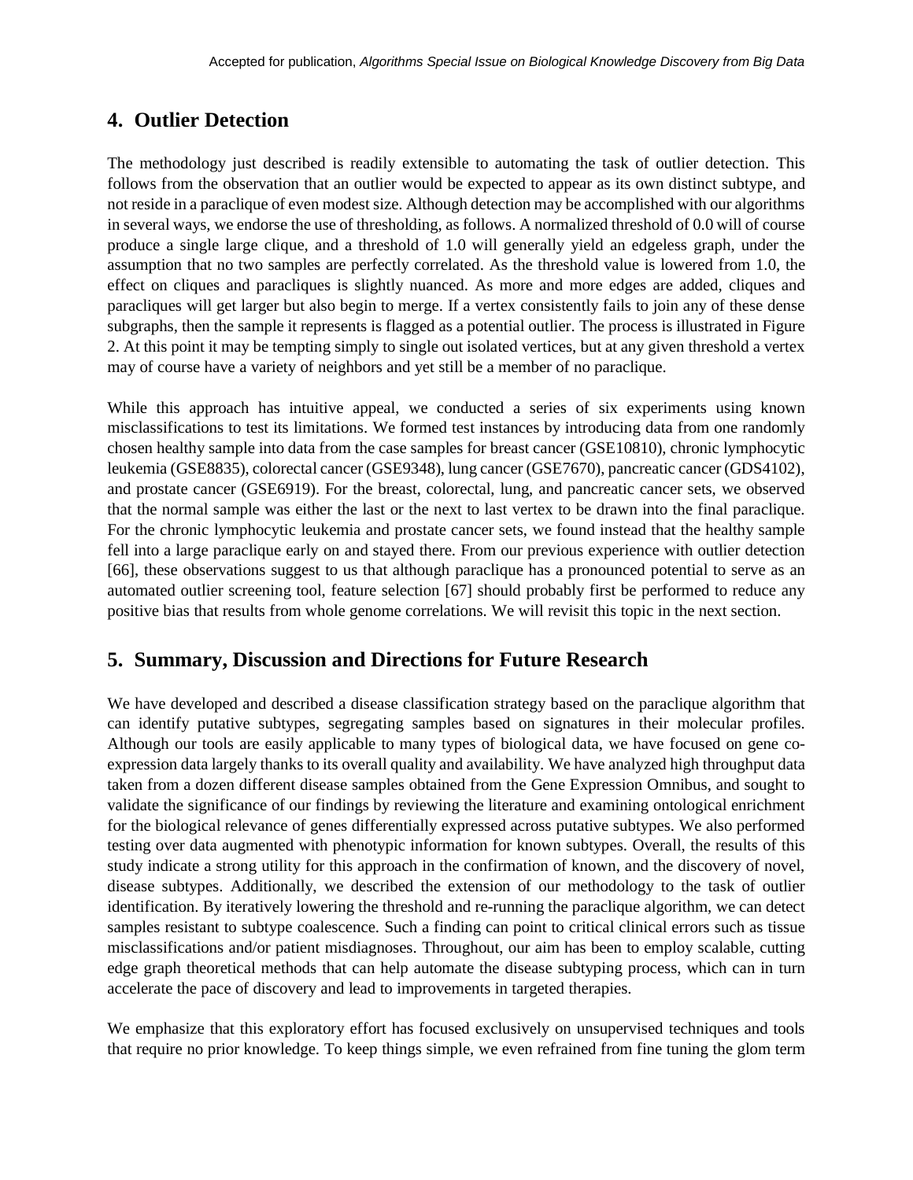## 4. Outlier Detection

The methodology just described is readily extensible to automating the task of outlier detection. This follows from the observation that an outlier would be expected to appear as its own distinct subtype, and not reside in a paraclique of even modest size. Although detection may be accomplished with our algorithms in several ways, we endorse the use of thresholding, as follows. A normalized threshold of 0.0 will of course produce a single large clique, and a threshold of 1.0 will generally yield an edgeless graph, under the assumption that no two samples are perfectly correlated. As the threshold value is lowered from 1.0, the effect on cliques and paracliques is slightly nuanced. As more and more edges are added, cliques and paracliques will get larger but also begin to merge. If a vertex consistently fails to join any of these dense subgraphs, then the sample it represents is flagged as a potential outlier. The process is illustrated in Figure 2. At this point it may be tempting simply to single out isolated vertices, but at any given threshold a vertex may of course have a variety of neighbors and yet still be a member of no paraclique.

While this approach has intuitive appeal, we conducted a series of six experiments using known misclassifications to test its limitations. We formed test instances by introducing data from one randomly chosen healthy sample into data from the case samples for breast cancer (GSE10810), chronic lymphocytic leukemia (GSE8835), colorectal cancer (GSE9348), lung cancer (GSE7670), pancreatic cancer (GDS4102), and prostate cancer (GSE6919). For the breast, colorectal, lung, and pancreatic cancer sets, we observed that the normal sample was either the last or the next to last vertex to be drawn into the final paraclique. For the chronic lymphocytic leukemia and prostate cancer sets, we found instead that the healthy sample fell into a large paraclique early on and stayed there. From our previous experience with outlier detection [66], these observations suggest to us that although paraclique has a pronounced potential to serve as an automated outlier screening tool, feature selection [67] should probably first be performed to reduce any positive bias that results from whole genome correlations. We will revisit this topic in the next section.

## 5. Summary, Discussion and Directions for Future Research

We have developed and described a disease classification strategy based on the paraclique algorithm that can identify putative subtypes, segregating samples based on signatures in their molecular profiles. Although our tools are easily applicable to many types of biological data, we have focused on gene co-expression data largely thanks to its overall quality and availability. We have analyzed high throughput data taken from a dozen different disease samples obtained from the Gene Expression Omnibus, and sought to validate the significance of our findings by reviewing the literature and examining ontological enrichment for the biological relevance of genes differentially expressed across putative subtypes. We also performed testing over data augmented with phenotypic information for known subtypes. Overall, the results of this study indicate a strong utility for this approach in the confirmation of known, and the discovery of novel, disease subtypes. Additionally, we described the extension of our methodology to the task of outlier identification. By iteratively lowering the threshold and re-running the paraclique algorithm, we can detect samples resistant to subtype coalescence. Such a finding can point to critical clinical errors such as tissue misclassifications and/or patient misdiagnoses. Throughout, our aim has been to employ scalable, cutting edge graph theoretical methods that can help automate the disease subtyping process, which can in turn accelerate the pace of discovery and lead to improvements in targeted therapies.

We emphasize that this exploratory effort has focused exclusively on unsupervised techniques and tools that require no prior knowledge. To keep things simple, we even refrained from fine tuning the glom term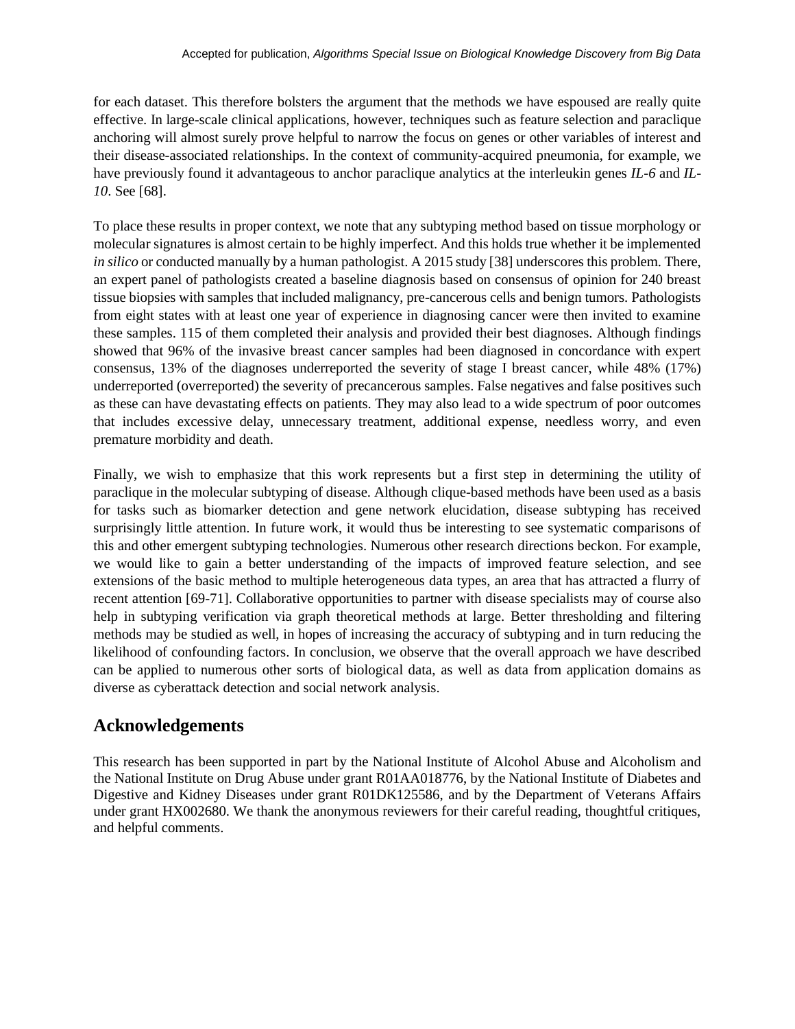for each dataset. This therefore bolsters the argument that the methods we have espoused are really quite effective. In large-scale clinical applications, however, techniques such as feature selection and paraclique anchoring will almost surely prove helpful to narrow the focus on genes or other variables of interest and their disease-associated relationships. In the context of community-acquired pneumonia, for example, we have previously found it advantageous to anchor paraclique analytics at the interleukin genes *IL-6* and *IL-10*. See [68].

To place these results in proper context, we note that any subtyping method based on tissue morphology or molecular signatures is almost certain to be highly imperfect. And this holds true whether it be implemented *in silico* or conducted manually by a human pathologist. A 2015 study [38] underscores this problem. There, an expert panel of pathologists created a baseline diagnosis based on consensus of opinion for 240 breast tissue biopsies with samples that included malignancy, pre-cancerous cells and benign tumors. Pathologists from eight states with at least one year of experience in diagnosing cancer were then invited to examine these samples. 115 of them completed their analysis and provided their best diagnoses. Although findings showed that 96% of the invasive breast cancer samples had been diagnosed in concordance with expert consensus, 13% of the diagnoses underreported the severity of stage I breast cancer, while 48% (17%) underreported (overreported) the severity of precancerous samples. False negatives and false positives such as these can have devastating effects on patients. They may also lead to a wide spectrum of poor outcomes that includes excessive delay, unnecessary treatment, additional expense, needless worry, and even premature morbidity and death.

Finally, we wish to emphasize that this work represents but a first step in determining the utility of paraclique in the molecular subtyping of disease. Although clique-based methods have been used as a basis for tasks such as biomarker detection and gene network elucidation, disease subtyping has received surprisingly little attention. In future work, it would thus be interesting to see systematic comparisons of this and other emergent subtyping technologies. Numerous other research directions beckon. For example, we would like to gain a better understanding of the impacts of improved feature selection, and see extensions of the basic method to multiple heterogeneous data types, an area that has attracted a flurry of recent attention [69-71]. Collaborative opportunities to partner with disease specialists may of course also help in subtyping verification via graph theoretical methods at large. Better thresholding and filtering methods may be studied as well, in hopes of increasing the accuracy of subtyping and in turn reducing the likelihood of confounding factors. In conclusion, we observe that the overall approach we have described can be applied to numerous other sorts of biological data, as well as data from application domains as diverse as cyberattack detection and social network analysis.

## Acknowledgements

This research has been supported in part by the National Institute of Alcohol Abuse and Alcoholism and the National Institute on Drug Abuse under grant R01AA018776, by the National Institute of Diabetes and Digestive and Kidney Diseases under grant R01DK125586, and by the Department of Veterans Affairs under grant HX002680. We thank the anonymous reviewers for their careful reading, thoughtful critiques, and helpful comments.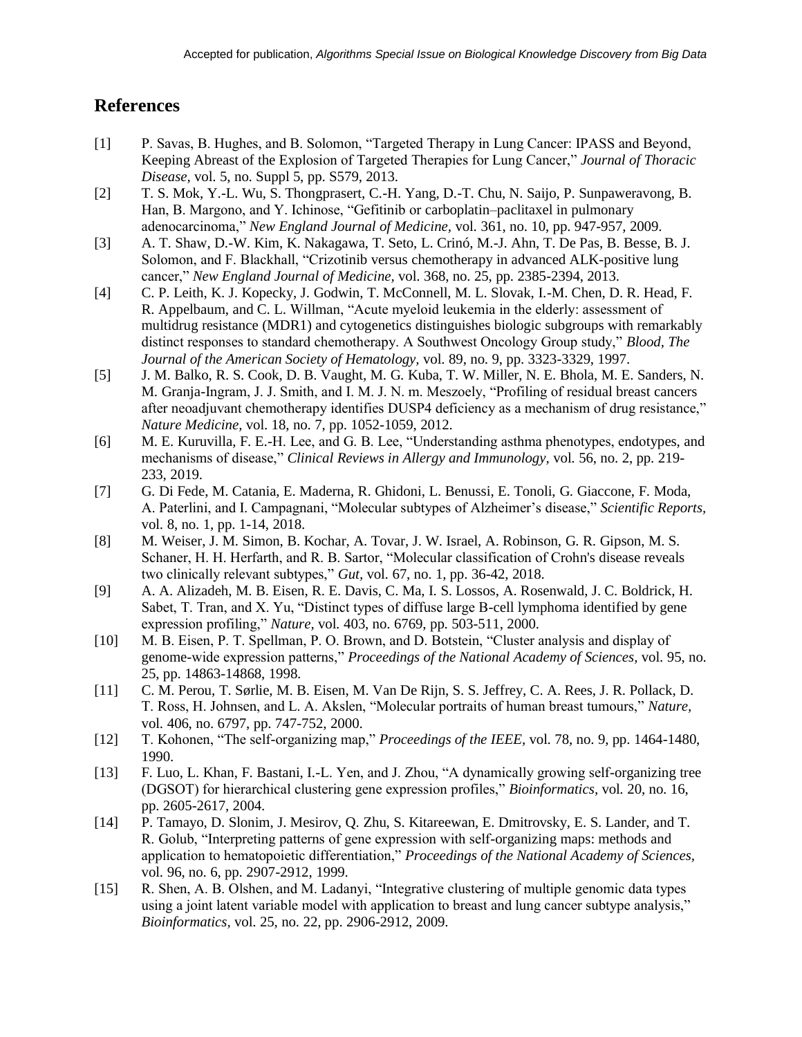## References

[1] P. Savas, B. Hughes, and B. Solomon, "Targeted Therapy in Lung Cancer: IPASS and Beyond, Keeping Abreast of the Explosion of Targeted Therapies for Lung Cancer," *Journal of Thoracic Disease,* vol. 5, no. Suppl 5, pp. S579, 2013.

[2] T. S. Mok, Y.-L. Wu, S. Thongprasert, C.-H. Yang, D.-T. Chu, N. Saijo, P. Sunpaweravong, B. Han, B. Margono, and Y. Ichinose, "Gefitinib or carboplatin–paclitaxel in pulmonary adenocarcinoma," *New England Journal of Medicine,* vol. 361, no. 10, pp. 947-957, 2009.

[3] A. T. Shaw, D.-W. Kim, K. Nakagawa, T. Seto, L. Crinó, M.-J. Ahn, T. De Pas, B. Besse, B. J. Solomon, and F. Blackhall, "Crizotinib versus chemotherapy in advanced ALK-positive lung cancer," *New England Journal of Medicine,* vol. 368, no. 25, pp. 2385-2394, 2013.

[4] C. P. Leith, K. J. Kopecky, J. Godwin, T. McConnell, M. L. Slovak, I.-M. Chen, D. R. Head, F. R. Appelbaum, and C. L. Willman, "Acute myeloid leukemia in the elderly: assessment of multidrug resistance (MDR1) and cytogenetics distinguishes biologic subgroups with remarkably distinct responses to standard chemotherapy. A Southwest Oncology Group study," *Blood, The Journal of the American Society of Hematology,* vol. 89, no. 9, pp. 3323-3329, 1997.

[5] J. M. Balko, R. S. Cook, D. B. Vaught, M. G. Kuba, T. W. Miller, N. E. Bhola, M. E. Sanders, N. M. Granja-Ingram, J. J. Smith, and I. M. J. N. m. Meszoely, "Profiling of residual breast cancers after neoadjuvant chemotherapy identifies DUSP4 deficiency as a mechanism of drug resistance," *Nature Medicine,* vol. 18, no. 7, pp. 1052-1059, 2012.

[6] M. E. Kuruvilla, F. E.-H. Lee, and G. B. Lee, "Understanding asthma phenotypes, endotypes, and mechanisms of disease," *Clinical Reviews in Allergy and Immunology,* vol. 56, no. 2, pp. 219-233, 2019.

[7] G. Di Fede, M. Catania, E. Maderna, R. Ghidoni, L. Benussi, E. Tonoli, G. Giaccone, F. Moda, A. Paterlini, and I. Campagnani, "Molecular subtypes of Alzheimer's disease," *Scientific Reports,* vol. 8, no. 1, pp. 1-14, 2018.

[8] M. Weiser, J. M. Simon, B. Kochar, A. Tovar, J. W. Israel, A. Robinson, G. R. Gipson, M. S. Schaner, H. H. Herfarth, and R. B. Sartor, "Molecular classification of Crohn's disease reveals two clinically relevant subtypes," *Gut,* vol. 67, no. 1, pp. 36-42, 2018.

[9] A. A. Alizadeh, M. B. Eisen, R. E. Davis, C. Ma, I. S. Lossos, A. Rosenwald, J. C. Boldrick, H. Sabet, T. Tran, and X. Yu, "Distinct types of diffuse large B-cell lymphoma identified by gene expression profiling," *Nature,* vol. 403, no. 6769, pp. 503-511, 2000.

[10] M. B. Eisen, P. T. Spellman, P. O. Brown, and D. Botstein, "Cluster analysis and display of genome-wide expression patterns," *Proceedings of the National Academy of Sciences,* vol. 95, no. 25, pp. 14863-14868, 1998.

[11] C. M. Perou, T. Sørlie, M. B. Eisen, M. Van De Rijn, S. S. Jeffrey, C. A. Rees, J. R. Pollack, D. T. Ross, H. Johnsen, and L. A. Akslen, "Molecular portraits of human breast tumours," *Nature,* vol. 406, no. 6797, pp. 747-752, 2000.

[12] T. Kohonen, "The self-organizing map," *Proceedings of the IEEE,* vol. 78, no. 9, pp. 1464-1480, 1990.

[13] F. Luo, L. Khan, F. Bastani, I.-L. Yen, and J. Zhou, "A dynamically growing self-organizing tree (DGSOT) for hierarchical clustering gene expression profiles," *Bioinformatics,* vol. 20, no. 16, pp. 2605-2617, 2004.

[14] P. Tamayo, D. Slonim, J. Mesirov, Q. Zhu, S. Kitareewan, E. Dmitrovsky, E. S. Lander, and T. R. Golub, "Interpreting patterns of gene expression with self-organizing maps: methods and application to hematopoietic differentiation," *Proceedings of the National Academy of Sciences,* vol. 96, no. 6, pp. 2907-2912, 1999.

[15] R. Shen, A. B. Olshen, and M. Ladanyi, "Integrative clustering of multiple genomic data types using a joint latent variable model with application to breast and lung cancer subtype analysis," *Bioinformatics,* vol. 25, no. 22, pp. 2906-2912, 2009.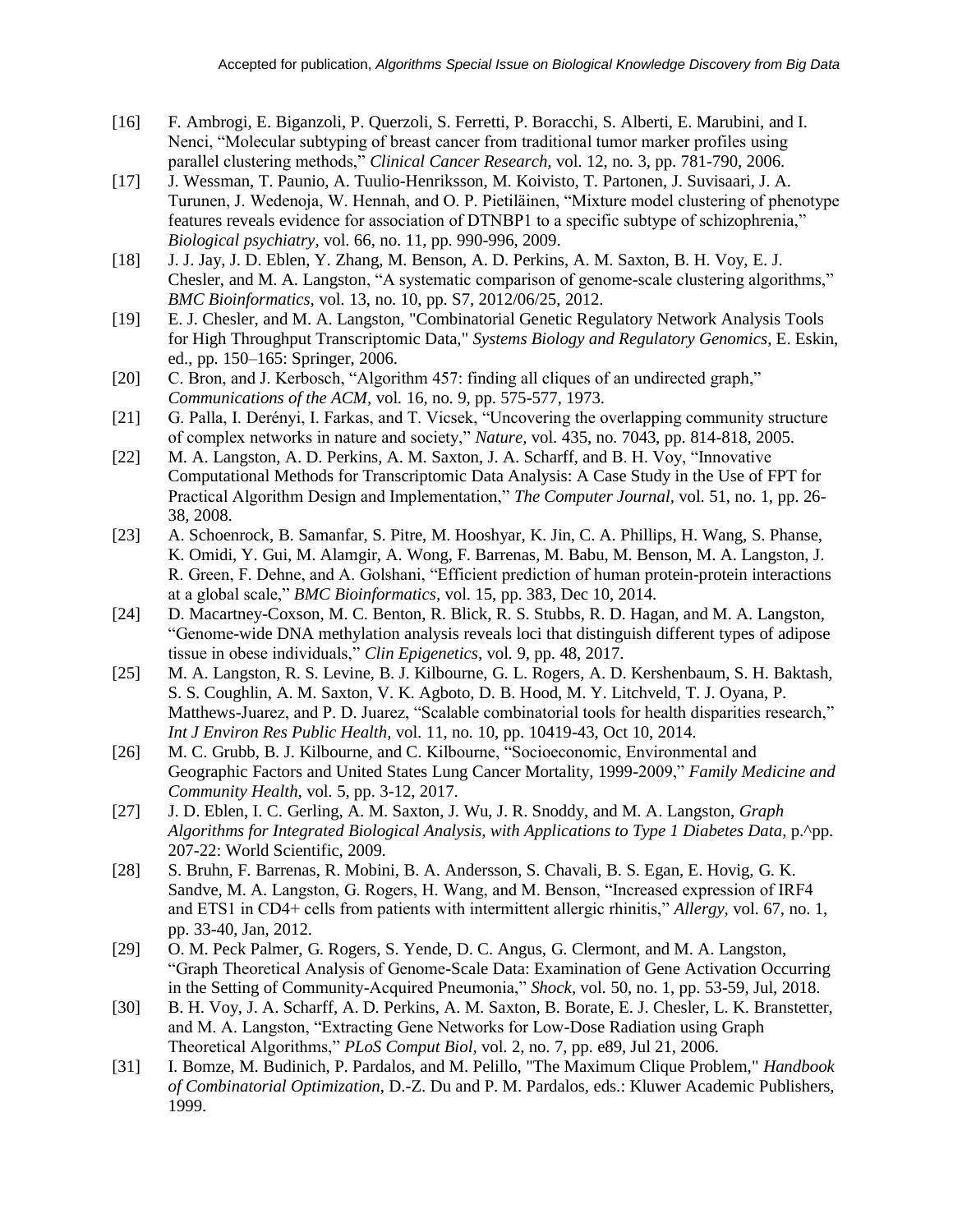[16] F. Ambrogi, E. Biganzoli, P. Querzoli, S. Ferretti, P. Boracchi, S. Alberti, E. Marubini, and I. Nenci, "Molecular subtyping of breast cancer from traditional tumor marker profiles using parallel clustering methods," *Clinical Cancer Research,* vol. 12, no. 3, pp. 781-790, 2006.

[17] J. Wessman, T. Paunio, A. Tuulio-Henriksson, M. Koivisto, T. Partonen, J. Suvisaari, J. A. Turunen, J. Wedenoja, W. Hennah, and O. P. Pietiläinen, "Mixture model clustering of phenotype features reveals evidence for association of DTNBP1 to a specific subtype of schizophrenia," *Biological psychiatry,* vol. 66, no. 11, pp. 990-996, 2009.

[18] J. J. Jay, J. D. Eblen, Y. Zhang, M. Benson, A. D. Perkins, A. M. Saxton, B. H. Voy, E. J. Chesler, and M. A. Langston, "A systematic comparison of genome-scale clustering algorithms," *BMC Bioinformatics,* vol. 13, no. 10, pp. S7, 2012/06/25, 2012.

[19] E. J. Chesler, and M. A. Langston, "Combinatorial Genetic Regulatory Network Analysis Tools for High Throughput Transcriptomic Data," *Systems Biology and Regulatory Genomics*, E. Eskin, ed., pp. 150–165: Springer, 2006.

[20] C. Bron, and J. Kerbosch, "Algorithm 457: finding all cliques of an undirected graph," *Communications of the ACM,* vol. 16, no. 9, pp. 575-577, 1973.

[21] G. Palla, I. Derényi, I. Farkas, and T. Vicsek, "Uncovering the overlapping community structure of complex networks in nature and society," *Nature,* vol. 435, no. 7043, pp. 814-818, 2005.

[22] M. A. Langston, A. D. Perkins, A. M. Saxton, J. A. Scharff, and B. H. Voy, "Innovative Computational Methods for Transcriptomic Data Analysis: A Case Study in the Use of FPT for Practical Algorithm Design and Implementation," *The Computer Journal,* vol. 51, no. 1, pp. 26-38, 2008.

[23] A. Schoenrock, B. Samanfar, S. Pitre, M. Hooshyar, K. Jin, C. A. Phillips, H. Wang, S. Phanse, K. Omidi, Y. Gui, M. Alamgir, A. Wong, F. Barrenas, M. Babu, M. Benson, M. A. Langston, J. R. Green, F. Dehne, and A. Golshani, "Efficient prediction of human protein-protein interactions at a global scale," *BMC Bioinformatics,* vol. 15, pp. 383, Dec 10, 2014.

[24] D. Macartney-Coxson, M. C. Benton, R. Blick, R. S. Stubbs, R. D. Hagan, and M. A. Langston, "Genome-wide DNA methylation analysis reveals loci that distinguish different types of adipose tissue in obese individuals," *Clin Epigenetics,* vol. 9, pp. 48, 2017.

[25] M. A. Langston, R. S. Levine, B. J. Kilbourne, G. L. Rogers, A. D. Kershenbaum, S. H. Baktash, S. S. Coughlin, A. M. Saxton, V. K. Agboto, D. B. Hood, M. Y. Litchveld, T. J. Oyana, P. Matthews-Juarez, and P. D. Juarez, "Scalable combinatorial tools for health disparities research," *Int J Environ Res Public Health*, vol. 11, no. 10, pp. 10419-43, Oct 10, 2014.

[26] M. C. Grubb, B. J. Kilbourne, and C. Kilbourne, "Socioeconomic, Environmental and Geographic Factors and United States Lung Cancer Mortality, 1999-2009," *Family Medicine and Community Health*, vol. 5, pp. 3-12, 2017.

[27] J. D. Eblen, I. C. Gerling, A. M. Saxton, J. Wu, J. R. Snoddy, and M. A. Langston, *Graph Algorithms for Integrated Biological Analysis, with Applications to Type 1 Diabetes Data*, p.^pp. 207-22: World Scientific, 2009.

[28] S. Bruhn, F. Barrenas, R. Mobini, B. A. Andersson, S. Chavali, B. S. Egan, E. Hovig, G. K. Sandve, M. A. Langston, G. Rogers, H. Wang, and M. Benson, "Increased expression of IRF4 and ETS1 in CD4+ cells from patients with intermittent allergic rhinitis," *Allergy,* vol. 67, no. 1, pp. 33-40, Jan, 2012.

[29] O. M. Peck Palmer, G. Rogers, S. Yende, D. C. Angus, G. Clermont, and M. A. Langston, "Graph Theoretical Analysis of Genome-Scale Data: Examination of Gene Activation Occurring in the Setting of Community-Acquired Pneumonia," *Shock,* vol. 50, no. 1, pp. 53-59, Jul, 2018.

[30] B. H. Voy, J. A. Scharff, A. D. Perkins, A. M. Saxton, B. Borate, E. J. Chesler, L. K. Branstetter, and M. A. Langston, "Extracting Gene Networks for Low-Dose Radiation using Graph Theoretical Algorithms," *PLoS Comput Biol,* vol. 2, no. 7, pp. e89, Jul 21, 2006.

[31] I. Bomze, M. Budinich, P. Pardalos, and M. Pelillo, "The Maximum Clique Problem," *Handbook of Combinatorial Optimization*, D.-Z. Du and P. M. Pardalos, eds.: Kluwer Academic Publishers, 1999.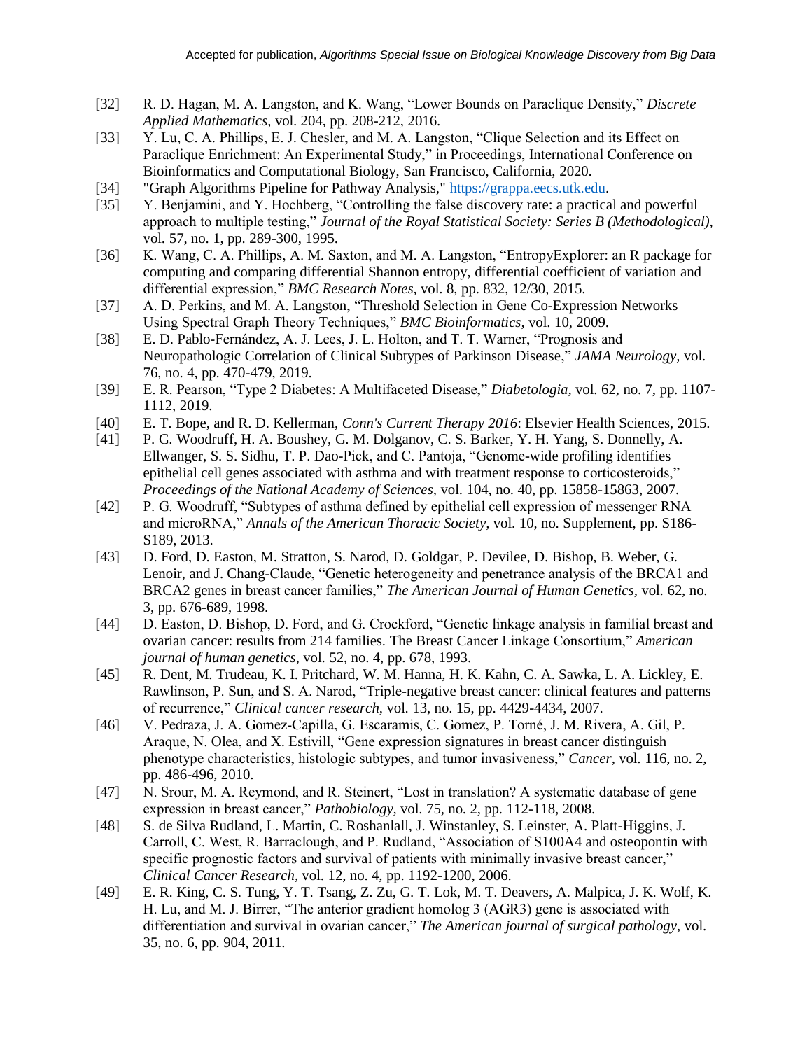[32] R. D. Hagan, M. A. Langston, and K. Wang, "Lower Bounds on Paraclique Density," *Discrete Applied Mathematics,* vol. 204, pp. 208-212, 2016.

[33] Y. Lu, C. A. Phillips, E. J. Chesler, and M. A. Langston, "Clique Selection and its Effect on Paraclique Enrichment: An Experimental Study," in Proceedings, International Conference on Bioinformatics and Computational Biology, San Francisco, California, 2020.

[34] "Graph Algorithms Pipeline for Pathway Analysis," https://grappa.eecs.utk.edu.

[35] Y. Benjamini, and Y. Hochberg, "Controlling the false discovery rate: a practical and powerful approach to multiple testing," *Journal of the Royal Statistical Society: Series B (Methodological),* vol. 57, no. 1, pp. 289-300, 1995.

[36] K. Wang, C. A. Phillips, A. M. Saxton, and M. A. Langston, "EntropyExplorer: an R package for computing and comparing differential Shannon entropy, differential coefficient of variation and differential expression," *BMC Research Notes,* vol. 8, pp. 832, 12/30, 2015.

[37] A. D. Perkins, and M. A. Langston, "Threshold Selection in Gene Co-Expression Networks Using Spectral Graph Theory Techniques," *BMC Bioinformatics,* vol. 10, 2009.

[38] E. D. Pablo-Fernández, A. J. Lees, J. L. Holton, and T. T. Warner, "Prognosis and Neuropathologic Correlation of Clinical Subtypes of Parkinson Disease," *JAMA Neurology,* vol. 76, no. 4, pp. 470-479, 2019.

[39] E. R. Pearson, "Type 2 Diabetes: A Multifaceted Disease," *Diabetologia,* vol. 62, no. 7, pp. 1107-1112, 2019.

[40] E. T. Bope, and R. D. Kellerman, *Conn's Current Therapy 2016*: Elsevier Health Sciences, 2015.

[41] P. G. Woodruff, H. A. Boushey, G. M. Dolganov, C. S. Barker, Y. H. Yang, S. Donnelly, A. Ellwanger, S. S. Sidhu, T. P. Dao-Pick, and C. Pantoja, "Genome-wide profiling identifies epithelial cell genes associated with asthma and with treatment response to corticosteroids," *Proceedings of the National Academy of Sciences,* vol. 104, no. 40, pp. 15858-15863, 2007.

[42] P. G. Woodruff, "Subtypes of asthma defined by epithelial cell expression of messenger RNA and microRNA," *Annals of the American Thoracic Society,* vol. 10, no. Supplement, pp. S186-S189, 2013.

[43] D. Ford, D. Easton, M. Stratton, S. Narod, D. Goldgar, P. Devilee, D. Bishop, B. Weber, G. Lenoir, and J. Chang-Claude, "Genetic heterogeneity and penetrance analysis of the BRCA1 and BRCA2 genes in breast cancer families," *The American Journal of Human Genetics,* vol. 62, no. 3, pp. 676-689, 1998.

[44] D. Easton, D. Bishop, D. Ford, and G. Crockford, "Genetic linkage analysis in familial breast and ovarian cancer: results from 214 families. The Breast Cancer Linkage Consortium," *American journal of human genetics,* vol. 52, no. 4, pp. 678, 1993.

[45] R. Dent, M. Trudeau, K. I. Pritchard, W. M. Hanna, H. K. Kahn, C. A. Sawka, L. A. Lickley, E. Rawlinson, P. Sun, and S. A. Narod, "Triple-negative breast cancer: clinical features and patterns of recurrence," *Clinical cancer research,* vol. 13, no. 15, pp. 4429-4434, 2007.

[46] V. Pedraza, J. A. Gomez-Capilla, G. Escaramis, C. Gomez, P. Torné, J. M. Rivera, A. Gil, P. Araque, N. Olea, and X. Estivill, "Gene expression signatures in breast cancer distinguish phenotype characteristics, histologic subtypes, and tumor invasiveness," *Cancer,* vol. 116, no. 2, pp. 486-496, 2010.

[47] N. Srour, M. A. Reymond, and R. Steinert, "Lost in translation? A systematic database of gene expression in breast cancer," *Pathobiology,* vol. 75, no. 2, pp. 112-118, 2008.

[48] S. de Silva Rudland, L. Martin, C. Roshanlall, J. Winstanley, S. Leinster, A. Platt-Higgins, J. Carroll, C. West, R. Barraclough, and P. Rudland, "Association of S100A4 and osteopontin with specific prognostic factors and survival of patients with minimally invasive breast cancer," *Clinical Cancer Research,* vol. 12, no. 4, pp. 1192-1200, 2006.

[49] E. R. King, C. S. Tung, Y. T. Tsang, Z. Zu, G. T. Lok, M. T. Deavers, A. Malpica, J. K. Wolf, K. H. Lu, and M. J. Birrer, "The anterior gradient homolog 3 (AGR3) gene is associated with differentiation and survival in ovarian cancer," *The American journal of surgical pathology,* vol. 35, no. 6, pp. 904, 2011.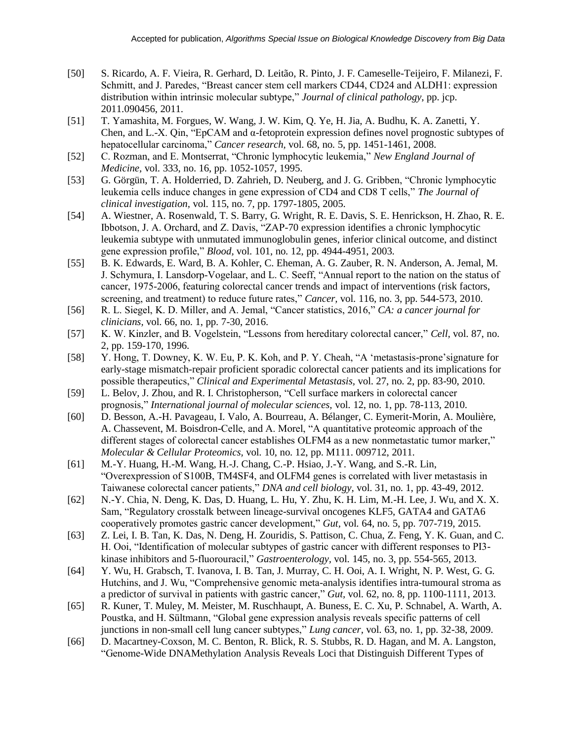[50] S. Ricardo, A. F. Vieira, R. Gerhard, D. Leitão, R. Pinto, J. F. Cameselle-Teijeiro, F. Milanezi, F. Schmitt, and J. Paredes, "Breast cancer stem cell markers CD44, CD24 and ALDH1: expression distribution within intrinsic molecular subtype," *Journal of clinical pathology*, pp. jcp. 2011.090456, 2011.

[51] T. Yamashita, M. Forgues, W. Wang, J. W. Kim, Q. Ye, H. Jia, A. Budhu, K. A. Zanetti, Y. Chen, and L.-X. Qin, "EpCAM and α-fetoprotein expression defines novel prognostic subtypes of hepatocellular carcinoma," *Cancer research*, vol. 68, no. 5, pp. 1451-1461, 2008.

[52] C. Rozman, and E. Montserrat, "Chronic lymphocytic leukemia," *New England Journal of Medicine*, vol. 333, no. 16, pp. 1052-1057, 1995.

[53] G. Görgün, T. A. Holderried, D. Zahrieh, D. Neuberg, and J. G. Gribben, "Chronic lymphocytic leukemia cells induce changes in gene expression of CD4 and CD8 T cells," *The Journal of clinical investigation*, vol. 115, no. 7, pp. 1797-1805, 2005.

[54] A. Wiestner, A. Rosenwald, T. S. Barry, G. Wright, R. E. Davis, S. E. Henrickson, H. Zhao, R. E. Ibbotson, J. A. Orchard, and Z. Davis, "ZAP-70 expression identifies a chronic lymphocytic leukemia subtype with unmutated immunoglobulin genes, inferior clinical outcome, and distinct gene expression profile," *Blood*, vol. 101, no. 12, pp. 4944-4951, 2003.

[55] B. K. Edwards, E. Ward, B. A. Kohler, C. Eheman, A. G. Zauber, R. N. Anderson, A. Jemal, M. J. Schymura, I. Lansdorp-Vogelaar, and L. C. Seeff, "Annual report to the nation on the status of cancer, 1975-2006, featuring colorectal cancer trends and impact of interventions (risk factors, screening, and treatment) to reduce future rates," *Cancer*, vol. 116, no. 3, pp. 544-573, 2010.

[56] R. L. Siegel, K. D. Miller, and A. Jemal, "Cancer statistics, 2016," *CA: a cancer journal for clinicians*, vol. 66, no. 1, pp. 7-30, 2016.

[57] K. W. Kinzler, and B. Vogelstein, "Lessons from hereditary colorectal cancer," *Cell*, vol. 87, no. 2, pp. 159-170, 1996.

[58] Y. Hong, T. Downey, K. W. Eu, P. K. Koh, and P. Y. Cheah, "A 'metastasis-prone'signature for early-stage mismatch-repair proficient sporadic colorectal cancer patients and its implications for possible therapeutics," *Clinical and Experimental Metastasis*, vol. 27, no. 2, pp. 83-90, 2010.

[59] L. Belov, J. Zhou, and R. I. Christopherson, "Cell surface markers in colorectal cancer prognosis," *International journal of molecular sciences*, vol. 12, no. 1, pp. 78-113, 2010.

[60] D. Besson, A.-H. Pavageau, I. Valo, A. Bourreau, A. Bélanger, C. Eymerit-Morin, A. Moulière, A. Chassevent, M. Boisdron-Celle, and A. Morel, "A quantitative proteomic approach of the different stages of colorectal cancer establishes OLFM4 as a new nonmetastatic tumor marker," *Molecular & Cellular Proteomics*, vol. 10, no. 12, pp. M111. 009712, 2011.

[61] M.-Y. Huang, H.-M. Wang, H.-J. Chang, C.-P. Hsiao, J.-Y. Wang, and S.-R. Lin, "Overexpression of S100B, TM4SF4, and OLFM4 genes is correlated with liver metastasis in Taiwanese colorectal cancer patients," *DNA and cell biology*, vol. 31, no. 1, pp. 43-49, 2012.

[62] N.-Y. Chia, N. Deng, K. Das, D. Huang, L. Hu, Y. Zhu, K. H. Lim, M.-H. Lee, J. Wu, and X. X. Sam, "Regulatory crosstalk between lineage-survival oncogenes KLF5, GATA4 and GATA6 cooperatively promotes gastric cancer development," *Gut*, vol. 64, no. 5, pp. 707-719, 2015.

[63] Z. Lei, I. B. Tan, K. Das, N. Deng, H. Zouridis, S. Pattison, C. Chua, Z. Feng, Y. K. Guan, and C. H. Ooi, "Identification of molecular subtypes of gastric cancer with different responses to PI3-kinase inhibitors and 5-fluorouracil," *Gastroenterology*, vol. 145, no. 3, pp. 554-565, 2013.

[64] Y. Wu, H. Grabsch, T. Ivanova, I. B. Tan, J. Murray, C. H. Ooi, A. I. Wright, N. P. West, G. G. Hutchins, and J. Wu, "Comprehensive genomic meta-analysis identifies intra-tumoural stroma as a predictor of survival in patients with gastric cancer," *Gut*, vol. 62, no. 8, pp. 1100-1111, 2013.

[65] R. Kuner, T. Muley, M. Meister, M. Ruschhaupt, A. Buness, E. C. Xu, P. Schnabel, A. Warth, A. Poustka, and H. Sültmann, "Global gene expression analysis reveals specific patterns of cell junctions in non-small cell lung cancer subtypes," *Lung cancer*, vol. 63, no. 1, pp. 32-38, 2009.

[66] D. Macartney-Coxson, M. C. Benton, R. Blick, R. S. Stubbs, R. D. Hagan, and M. A. Langston, "Genome-Wide DNAMethylation Analysis Reveals Loci that Distinguish Different Types of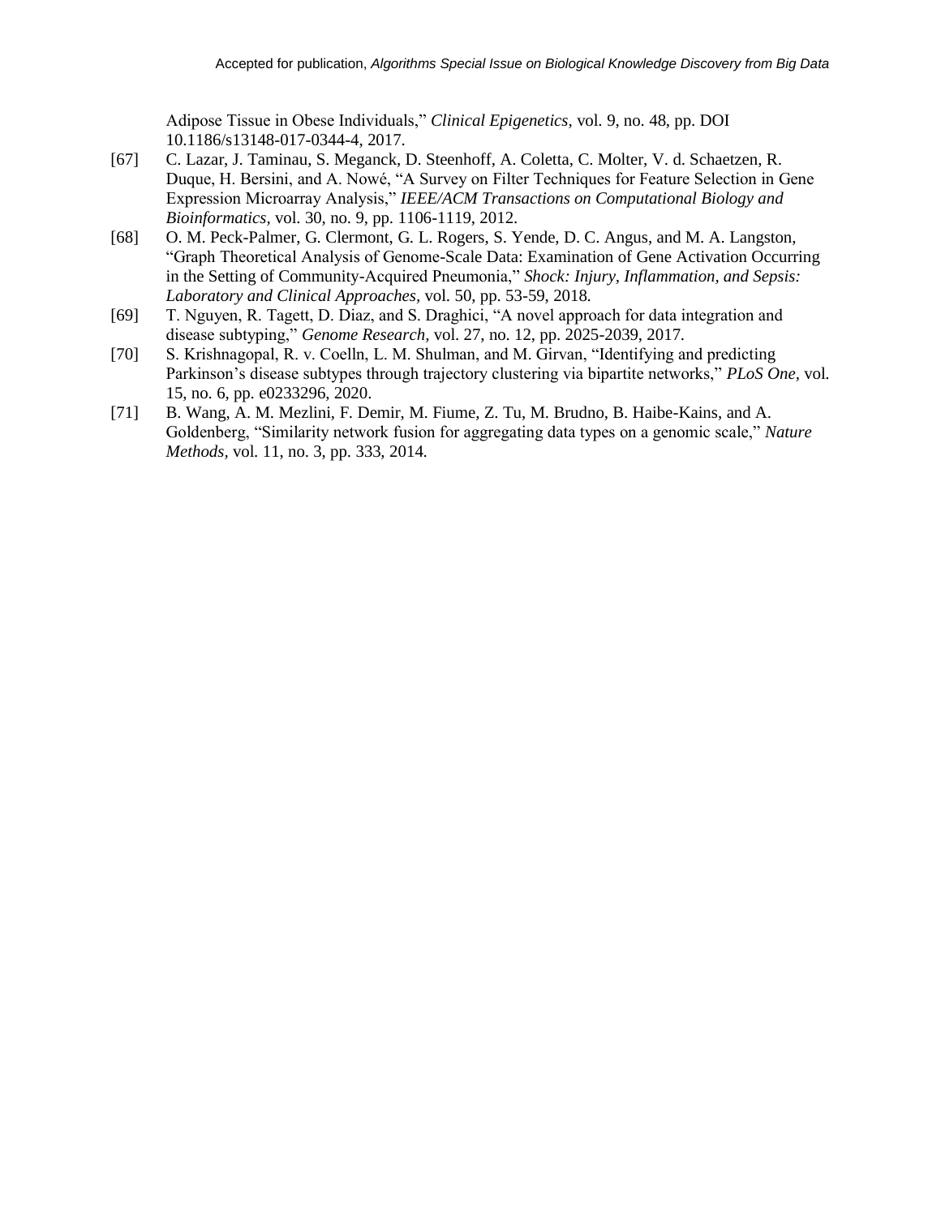Adipose Tissue in Obese Individuals," *Clinical Epigenetics,* vol. 9, no. 48, pp. DOI 10.1186/s13148-017-0344-4, 2017.

[67] C. Lazar, J. Taminau, S. Meganck, D. Steenhoff, A. Coletta, C. Molter, V. d. Schaetzen, R. Duque, H. Bersini, and A. Nowé, "A Survey on Filter Techniques for Feature Selection in Gene Expression Microarray Analysis," *IEEE/ACM Transactions on Computational Biology and Bioinformatics,* vol. 30, no. 9, pp. 1106-1119, 2012.

[68] O. M. Peck-Palmer, G. Clermont, G. L. Rogers, S. Yende, D. C. Angus, and M. A. Langston, "Graph Theoretical Analysis of Genome-Scale Data: Examination of Gene Activation Occurring in the Setting of Community-Acquired Pneumonia," *Shock: Injury, Inflammation, and Sepsis: Laboratory and Clinical Approaches,* vol. 50, pp. 53-59, 2018.

[69] T. Nguyen, R. Tagett, D. Diaz, and S. Draghici, "A novel approach for data integration and disease subtyping," *Genome Research,* vol. 27, no. 12, pp. 2025-2039, 2017.

[70] S. Krishnagopal, R. v. Coelln, L. M. Shulman, and M. Girvan, "Identifying and predicting Parkinson's disease subtypes through trajectory clustering via bipartite networks," *PLoS One,* vol. 15, no. 6, pp. e0233296, 2020.

[71] B. Wang, A. M. Mezlini, F. Demir, M. Fiume, Z. Tu, M. Brudno, B. Haibe-Kains, and A. Goldenberg, "Similarity network fusion for aggregating data types on a genomic scale," *Nature Methods,* vol. 11, no. 3, pp. 333, 2014.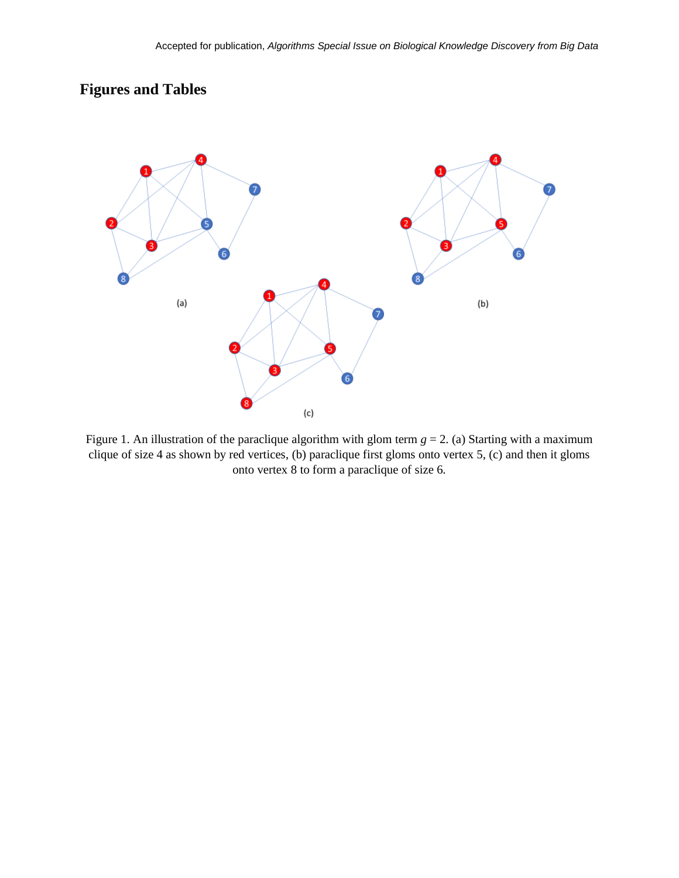## Figures and Tables

Figure 1. An illustration of the paraclique algorithm with glom term $g = 2$. (a) Starting with a maximum clique of size 4 as shown by red vertices, (b) paraclique first gloms onto vertex 5, (c) and then it gloms onto vertex 8 to form a paraclique of size 6.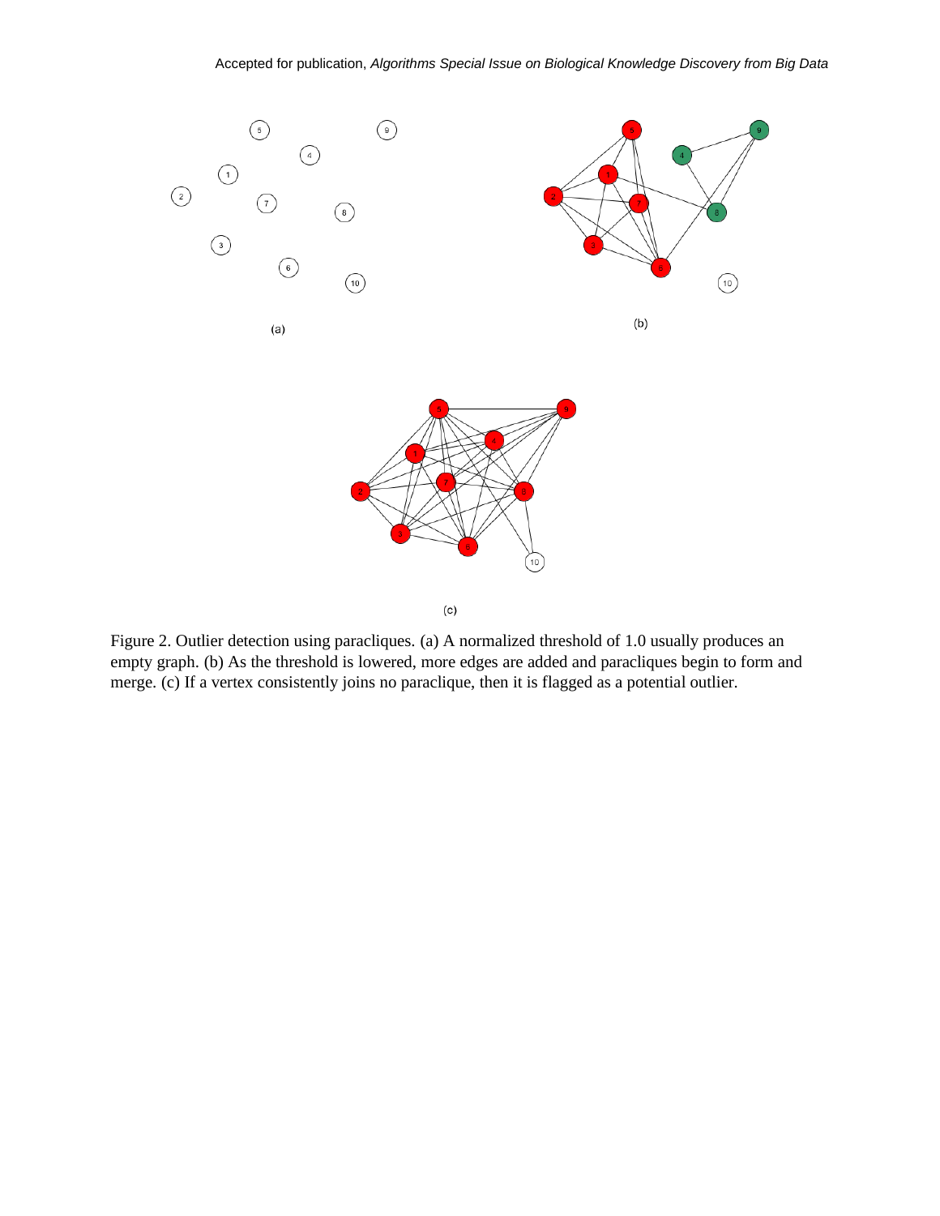Figure 2. Outlier detection using paracliques. (a) A normalized threshold of 1.0 usually produces an empty graph. (b) As the threshold is lowered, more edges are added and paracliques begin to form and merge. (c) If a vertex consistently joins no paraclique, then it is flagged as a potential outlier.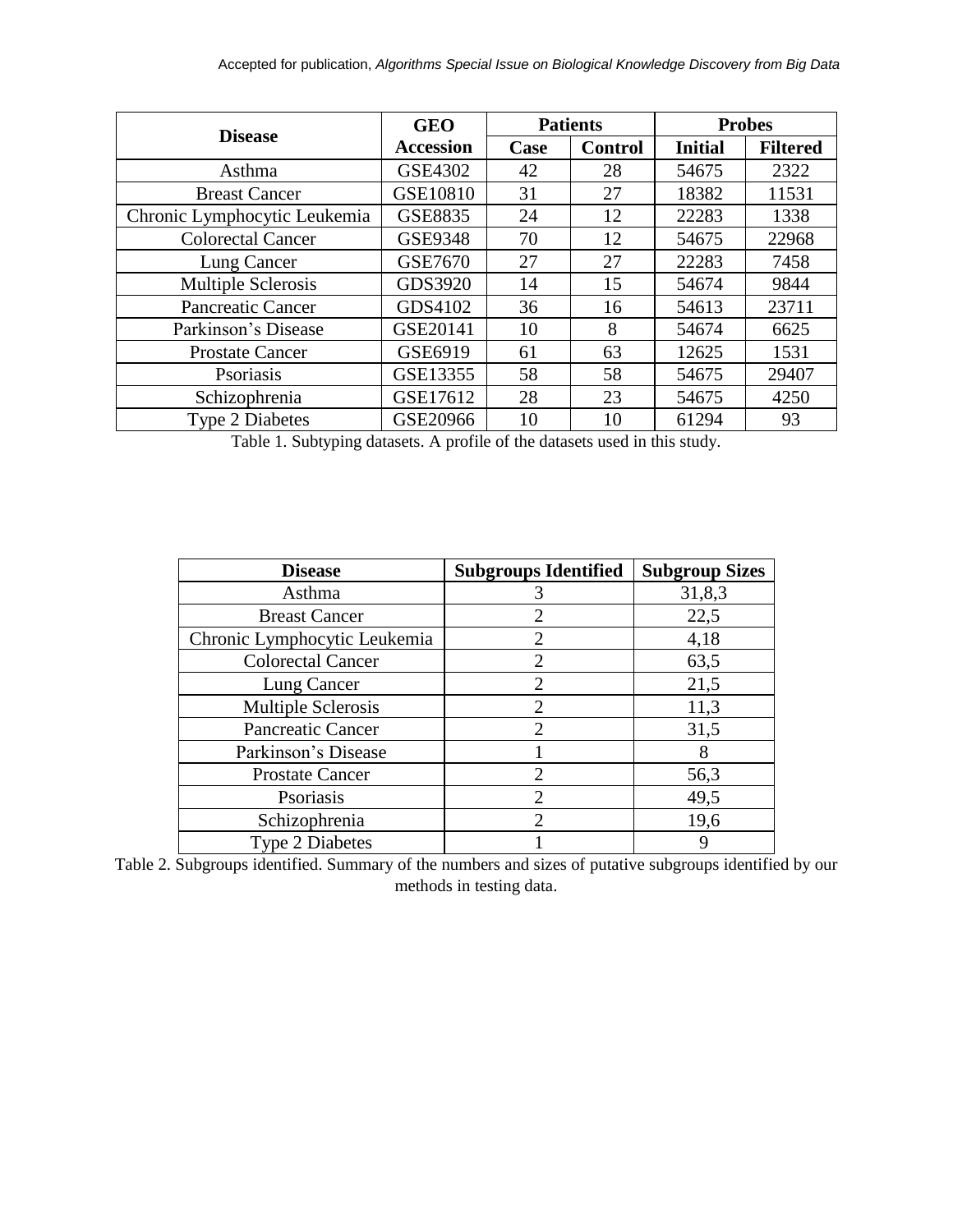| Disease | GEO Accession | Patients | | Probes | |
|---|---|---|---|---|---|
| | | Case | Control | Initial | Filtered |
| Asthma | GSE4302 | 42 | 28 | 54675 | 2322 |
| Breast Cancer | GSE10810 | 31 | 27 | 18382 | 11531 |
| Chronic Lymphocytic Leukemia | GSE8835 | 24 | 12 | 22283 | 1338 |
| Colorectal Cancer | GSE9348 | 70 | 12 | 54675 | 22968 |
| Lung Cancer | GSE7670 | 27 | 27 | 22283 | 7458 |
| Multiple Sclerosis | GDS3920 | 14 | 15 | 54674 | 9844 |
| Pancreatic Cancer | GDS4102 | 36 | 16 | 54613 | 23711 |
| Parkinson's Disease | GSE20141 | 10 | 8 | 54674 | 6625 |
| Prostate Cancer | GSE6919 | 61 | 63 | 12625 | 1531 |
| Psoriasis | GSE13355 | 58 | 58 | 54675 | 29407 |
| Schizophrenia | GSE17612 | 28 | 23 | 54675 | 4250 |
| Type 2 Diabetes | GSE20966 | 10 | 10 | 61294 | 93 |

Table 1. Subtyping datasets. A profile of the datasets used in this study.

| Disease | Subgroups Identified | Subgroup Sizes |
|---|---|---|
| Asthma | 3 | 31,8,3 |
| Breast Cancer | 2 | 22,5 |
| Chronic Lymphocytic Leukemia | 2 | 4,18 |
| Colorectal Cancer | 2 | 63,5 |
| Lung Cancer | 2 | 21,5 |
| Multiple Sclerosis | 2 | 11,3 |
| Pancreatic Cancer | 2 | 31,5 |
| Parkinson's Disease | 1 | 8 |
| Prostate Cancer | 2 | 56,3 |
| Psoriasis | 2 | 49,5 |
| Schizophrenia | 2 | 19,6 |
| Type 2 Diabetes | 1 | 9 |

Table 2. Subgroups identified. Summary of the numbers and sizes of putative subgroups identified by our methods in testing data.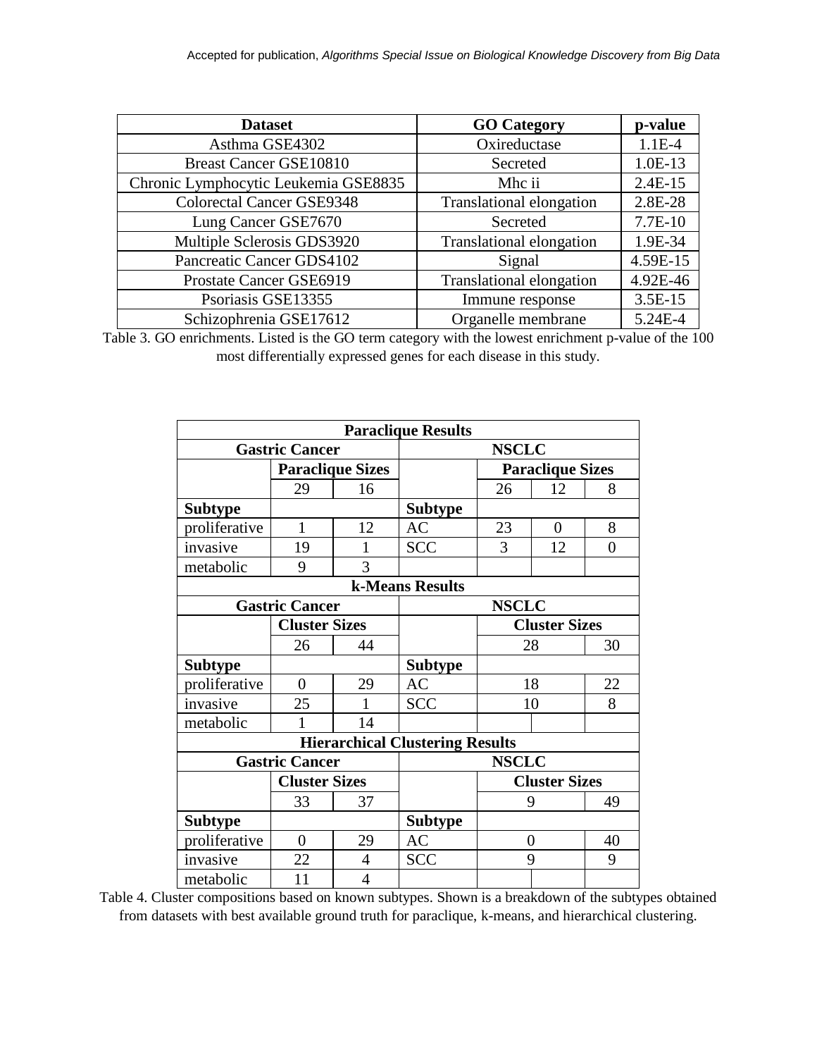| Dataset | GO Category | p-value |
|---|---|---|
| Asthma GSE4302 | Oxireductase | 1.1E-4 |
| Breast Cancer GSE10810 | Secreted | 1.0E-13 |
| Chronic Lymphocytic Leukemia GSE8835 | Mhc ii | 2.4E-15 |
| Colorectal Cancer GSE9348 | Translational elongation | 2.8E-28 |
| Lung Cancer GSE7670 | Secreted | 7.7E-10 |
| Multiple Sclerosis GDS3920 | Translational elongation | 1.9E-34 |
| Pancreatic Cancer GDS4102 | Signal | 4.59E-15 |
| Prostate Cancer GSE6919 | Translational elongation | 4.92E-46 |
| Psoriasis GSE13355 | Immune response | 3.5E-15 |
| Schizophrenia GSE17612 | Organelle membrane | 5.24E-4 |

Table 3. GO enrichments. Listed is the GO term category with the lowest enrichment p-value of the 100 most differentially expressed genes for each disease in this study.

| **Paraclique Results** | | | | | | |
|---|---|---|---|---|---|---|
| **Gastric Cancer** | | | **NSCLC** | | | |
| | **Paraclique Sizes** | | | **Paraclique Sizes** | | |
| | 29 | 16 | | 26 | 12 | 8 |
| **Subtype** | | | **Subtype** | | | |
| proliferative | 1 | 12 | AC | 23 | 0 | 8 |
| invasive | 19 | 1 | SCC | 3 | 12 | 0 |
| metabolic | 9 | 3 | | | | |
| **k-Means Results** | | | | | | |
| **Gastric Cancer** | | | **NSCLC** | | | |
| | **Cluster Sizes** | | | **Cluster Sizes** | | |
| | 26 | 44 | | 28 | | 30 |
| **Subtype** | | | **Subtype** | | | |
| proliferative | 0 | 29 | AC | 18 | | 22 |
| invasive | 25 | 1 | SCC | 10 | | 8 |
| metabolic | 1 | 14 | | | | |
| **Hierarchical Clustering Results** | | | | | | |
| **Gastric Cancer** | | | **NSCLC** | | | |
| | **Cluster Sizes** | | | **Cluster Sizes** | | |
| | 33 | 37 | | 9 | | 49 |
| **Subtype** | | | **Subtype** | | | |
| proliferative | 0 | 29 | AC | 0 | | 40 |
| invasive | 22 | 4 | SCC | 9 | | 9 |
| metabolic | 11 | 4 | | | | |

Table 4. Cluster compositions based on known subtypes. Shown is a breakdown of the subtypes obtained from datasets with best available ground truth for paraclique, k-means, and hierarchical clustering.